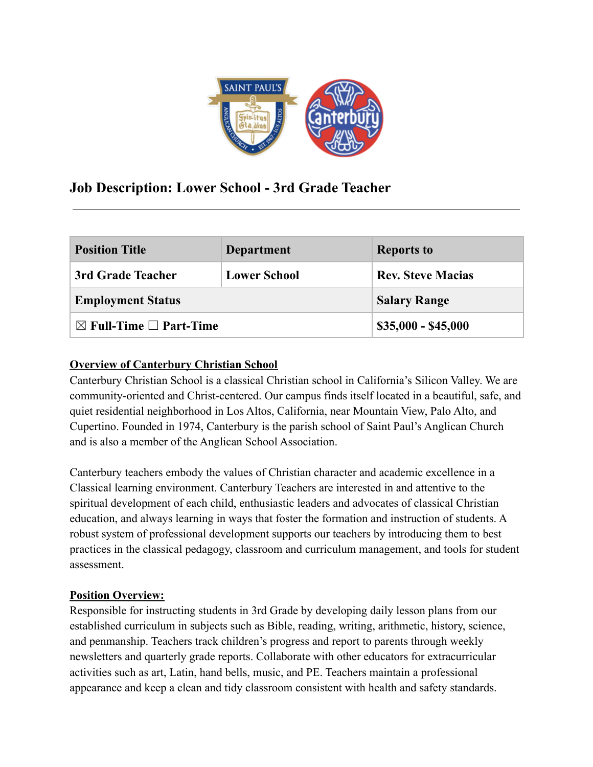# Job Description: Lower School - 3rd Grade Teacher

| Position Title | Department | Reports to |
|---|---|---|
| 3rd Grade Teacher | Lower School | Rev. Steve Macias |
| Employment Status | | Salary Range |
| ☒ Full-Time ☐ Part-Time | | $35,000 - $45,000 |

**Overview of Canterbury Christian School**

Canterbury Christian School is a classical Christian school in California's Silicon Valley. We are community-oriented and Christ-centered. Our campus finds itself located in a beautiful, safe, and quiet residential neighborhood in Los Altos, California, near Mountain View, Palo Alto, and Cupertino. Founded in 1974, Canterbury is the parish school of Saint Paul's Anglican Church and is also a member of the Anglican School Association.

Canterbury teachers embody the values of Christian character and academic excellence in a Classical learning environment. Canterbury Teachers are interested in and attentive to the spiritual development of each child, enthusiastic leaders and advocates of classical Christian education, and always learning in ways that foster the formation and instruction of students. A robust system of professional development supports our teachers by introducing them to best practices in the classical pedagogy, classroom and curriculum management, and tools for student assessment.

**Position Overview:**

Responsible for instructing students in 3rd Grade by developing daily lesson plans from our established curriculum in subjects such as Bible, reading, writing, arithmetic, history, science, and penmanship. Teachers track children's progress and report to parents through weekly newsletters and quarterly grade reports. Collaborate with other educators for extracurricular activities such as art, Latin, hand bells, music, and PE. Teachers maintain a professional appearance and keep a clean and tidy classroom consistent with health and safety standards.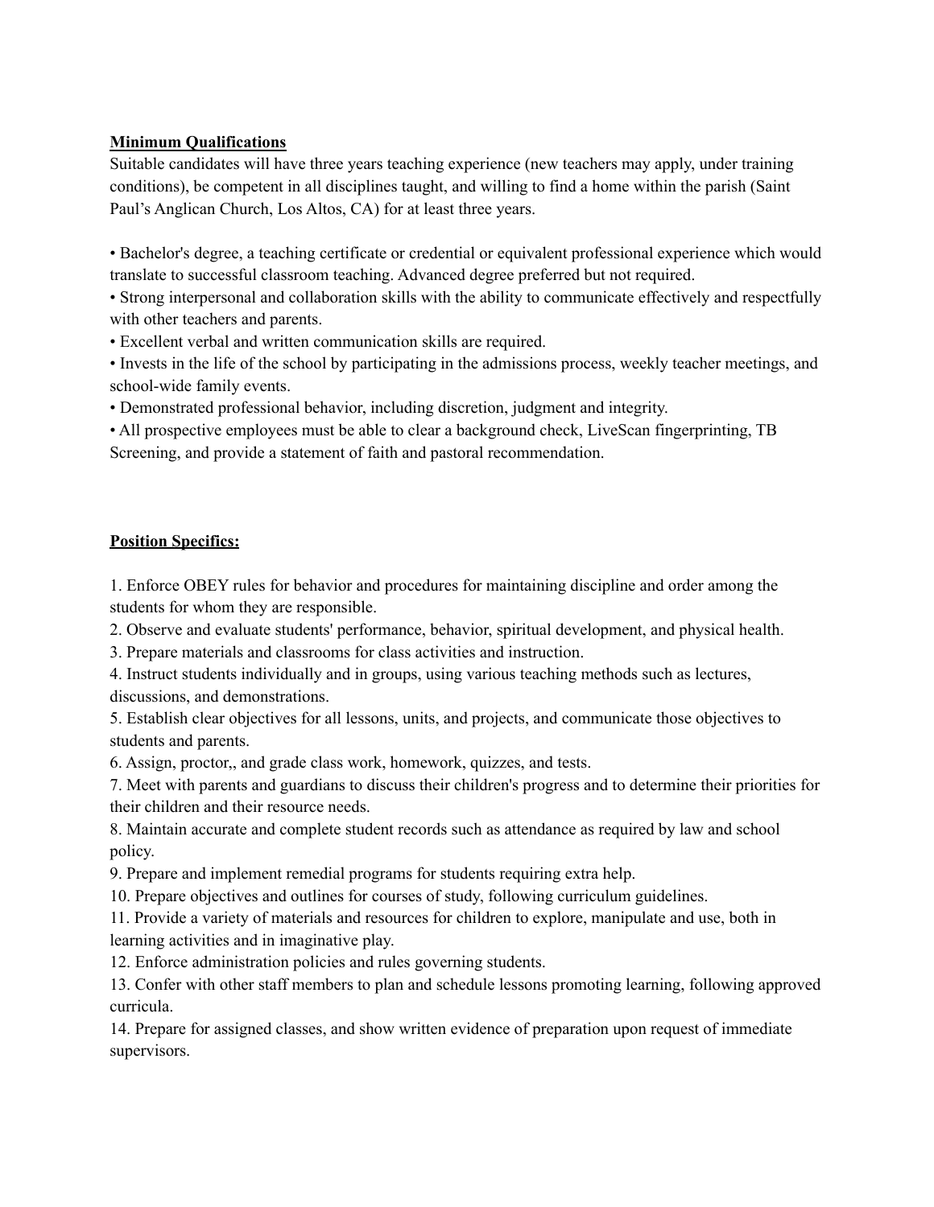**Minimum Qualifications**

Suitable candidates will have three years teaching experience (new teachers may apply, under training conditions), be competent in all disciplines taught, and willing to find a home within the parish (Saint Paul's Anglican Church, Los Altos, CA) for at least three years.

- Bachelor's degree, a teaching certificate or credential or equivalent professional experience which would translate to successful classroom teaching. Advanced degree preferred but not required.
- Strong interpersonal and collaboration skills with the ability to communicate effectively and respectfully with other teachers and parents.
- Excellent verbal and written communication skills are required.
- Invests in the life of the school by participating in the admissions process, weekly teacher meetings, and school-wide family events.
- Demonstrated professional behavior, including discretion, judgment and integrity.
- All prospective employees must be able to clear a background check, LiveScan fingerprinting, TB Screening, and provide a statement of faith and pastoral recommendation.

**Position Specifics:**

1. Enforce OBEY rules for behavior and procedures for maintaining discipline and order among the students for whom they are responsible.
2. Observe and evaluate students' performance, behavior, spiritual development, and physical health.
3. Prepare materials and classrooms for class activities and instruction.
4. Instruct students individually and in groups, using various teaching methods such as lectures, discussions, and demonstrations.
5. Establish clear objectives for all lessons, units, and projects, and communicate those objectives to students and parents.
6. Assign, proctor,, and grade class work, homework, quizzes, and tests.
7. Meet with parents and guardians to discuss their children's progress and to determine their priorities for their children and their resource needs.
8. Maintain accurate and complete student records such as attendance as required by law and school policy.
9. Prepare and implement remedial programs for students requiring extra help.
10. Prepare objectives and outlines for courses of study, following curriculum guidelines.
11. Provide a variety of materials and resources for children to explore, manipulate and use, both in learning activities and in imaginative play.
12. Enforce administration policies and rules governing students.
13. Confer with other staff members to plan and schedule lessons promoting learning, following approved curricula.
14. Prepare for assigned classes, and show written evidence of preparation upon request of immediate supervisors.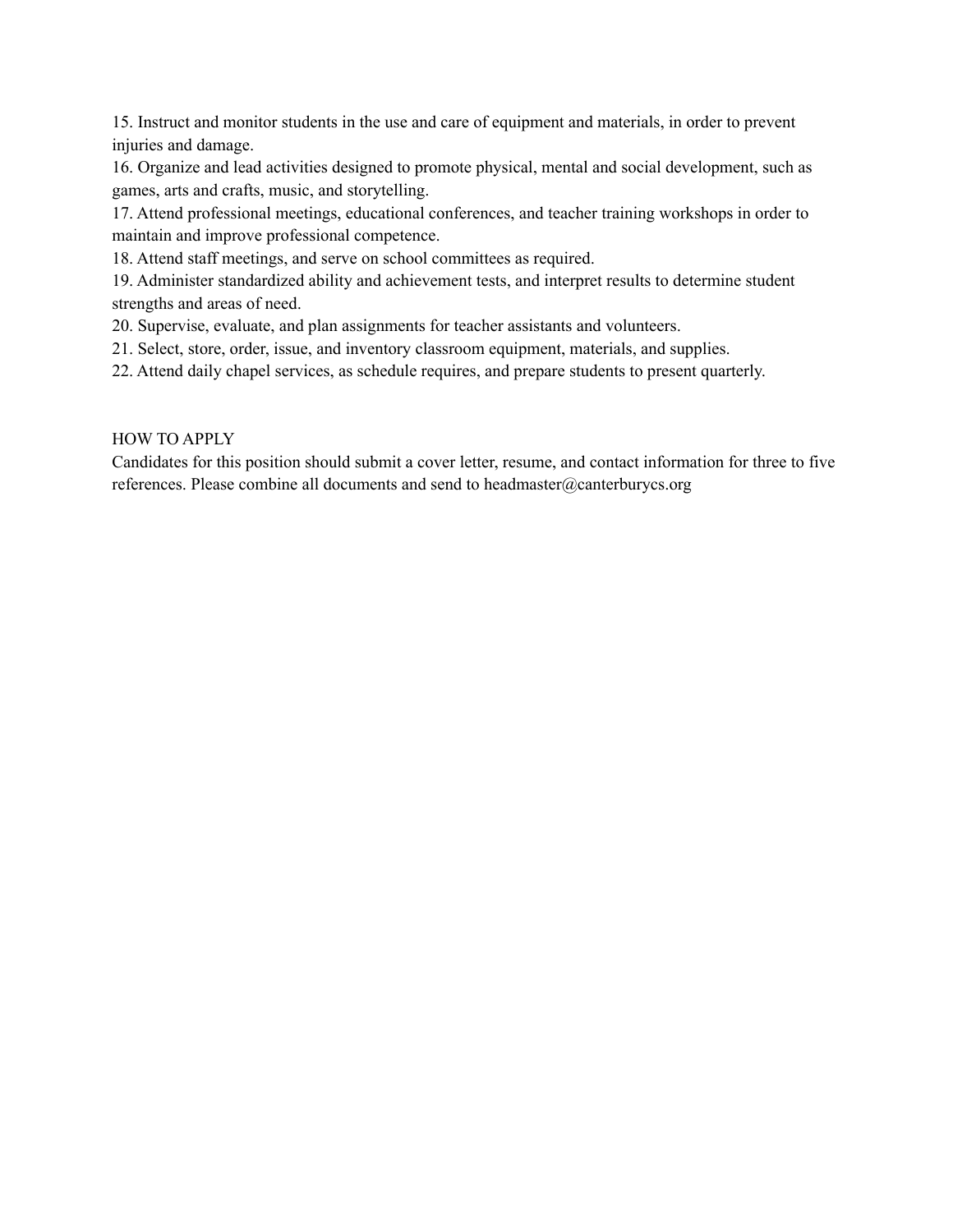15. Instruct and monitor students in the use and care of equipment and materials, in order to prevent injuries and damage.
16. Organize and lead activities designed to promote physical, mental and social development, such as games, arts and crafts, music, and storytelling.
17. Attend professional meetings, educational conferences, and teacher training workshops in order to maintain and improve professional competence.
18. Attend staff meetings, and serve on school committees as required.
19. Administer standardized ability and achievement tests, and interpret results to determine student strengths and areas of need.
20. Supervise, evaluate, and plan assignments for teacher assistants and volunteers.
21. Select, store, order, issue, and inventory classroom equipment, materials, and supplies.
22. Attend daily chapel services, as schedule requires, and prepare students to present quarterly.

## HOW TO APPLY

Candidates for this position should submit a cover letter, resume, and contact information for three to five references. Please combine all documents and send to headmaster@canterburycs.org